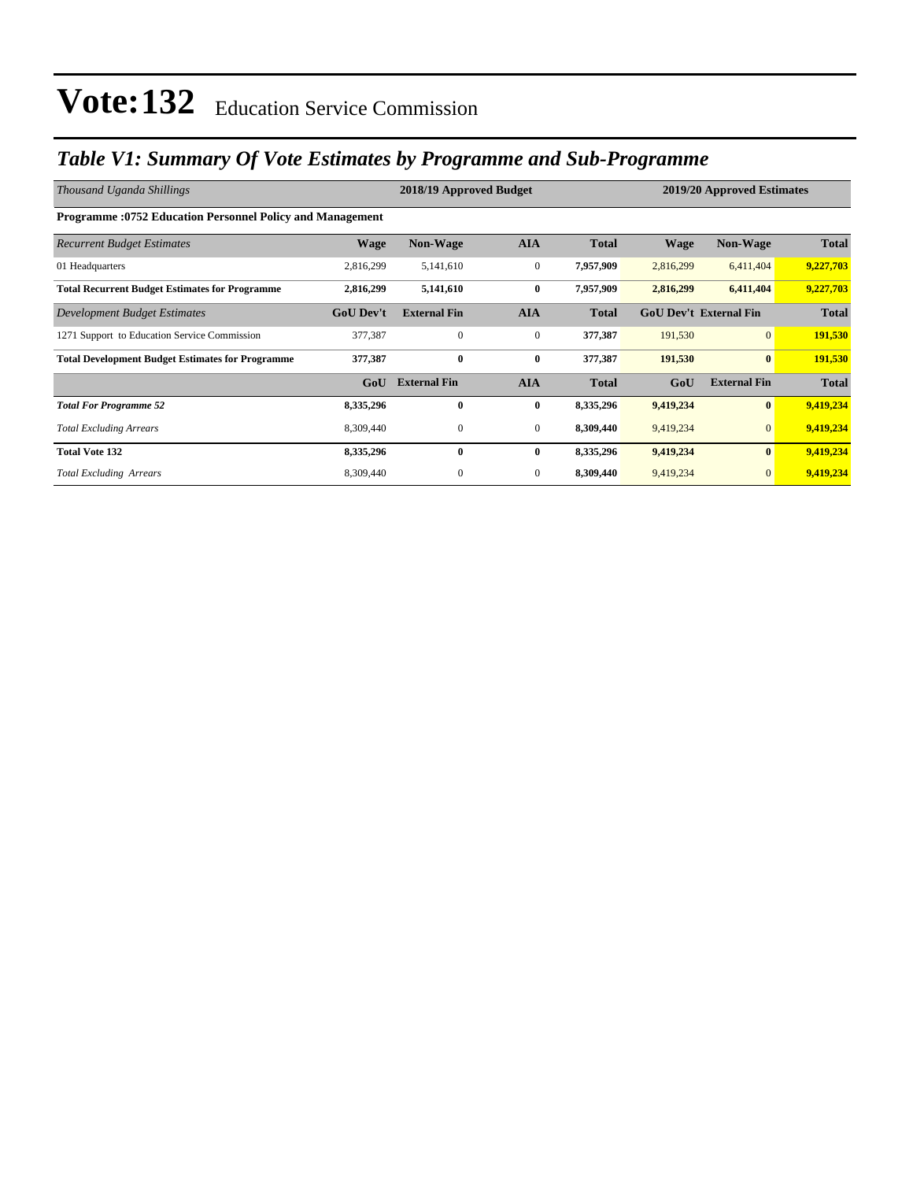# Vote:132 Education Service Commission

## *Table V1: Summary Of Vote Estimates by Programme and Sub-Programme*

| *Thousand Uganda Shillings* | 2018/19 Approved Budget | | | | 2019/20 Approved Estimates | | |
|---|---|---|---|---|---|---|---|
| **Programme :0752 Education Personnel Policy and Management** | | | | | | | |
| *Recurrent Budget Estimates* | **Wage** | **Non-Wage** | **AIA** | **Total** | **Wage** | **Non-Wage** | **Total** |
| 01 Headquarters | 2,816,299 | 5,141,610 | 0 | **7,957,909** | 2,816,299 | 6,411,404 | **9,227,703** |
| **Total Recurrent Budget Estimates for Programme** | **2,816,299** | **5,141,610** | **0** | **7,957,909** | **2,816,299** | **6,411,404** | **9,227,703** |
| *Development Budget Estimates* | **GoU Dev't** | **External Fin** | **AIA** | **Total** | **GoU Dev't** | **External Fin** | **Total** |
| 1271 Support to Education Service Commission | 377,387 | 0 | 0 | **377,387** | 191,530 | 0 | **191,530** |
| **Total Development Budget Estimates for Programme** | **377,387** | **0** | **0** | **377,387** | **191,530** | **0** | **191,530** |
| | **GoU** | **External Fin** | **AIA** | **Total** | **GoU** | **External Fin** | **Total** |
| ***Total For Programme 52*** | **8,335,296** | **0** | **0** | **8,335,296** | **9,419,234** | **0** | **9,419,234** |
| *Total Excluding Arrears* | 8,309,440 | 0 | 0 | **8,309,440** | 9,419,234 | 0 | **9,419,234** |
| **Total Vote 132** | **8,335,296** | **0** | **0** | **8,335,296** | **9,419,234** | **0** | **9,419,234** |
| *Total Excluding Arrears* | 8,309,440 | 0 | 0 | **8,309,440** | 9,419,234 | 0 | **9,419,234** |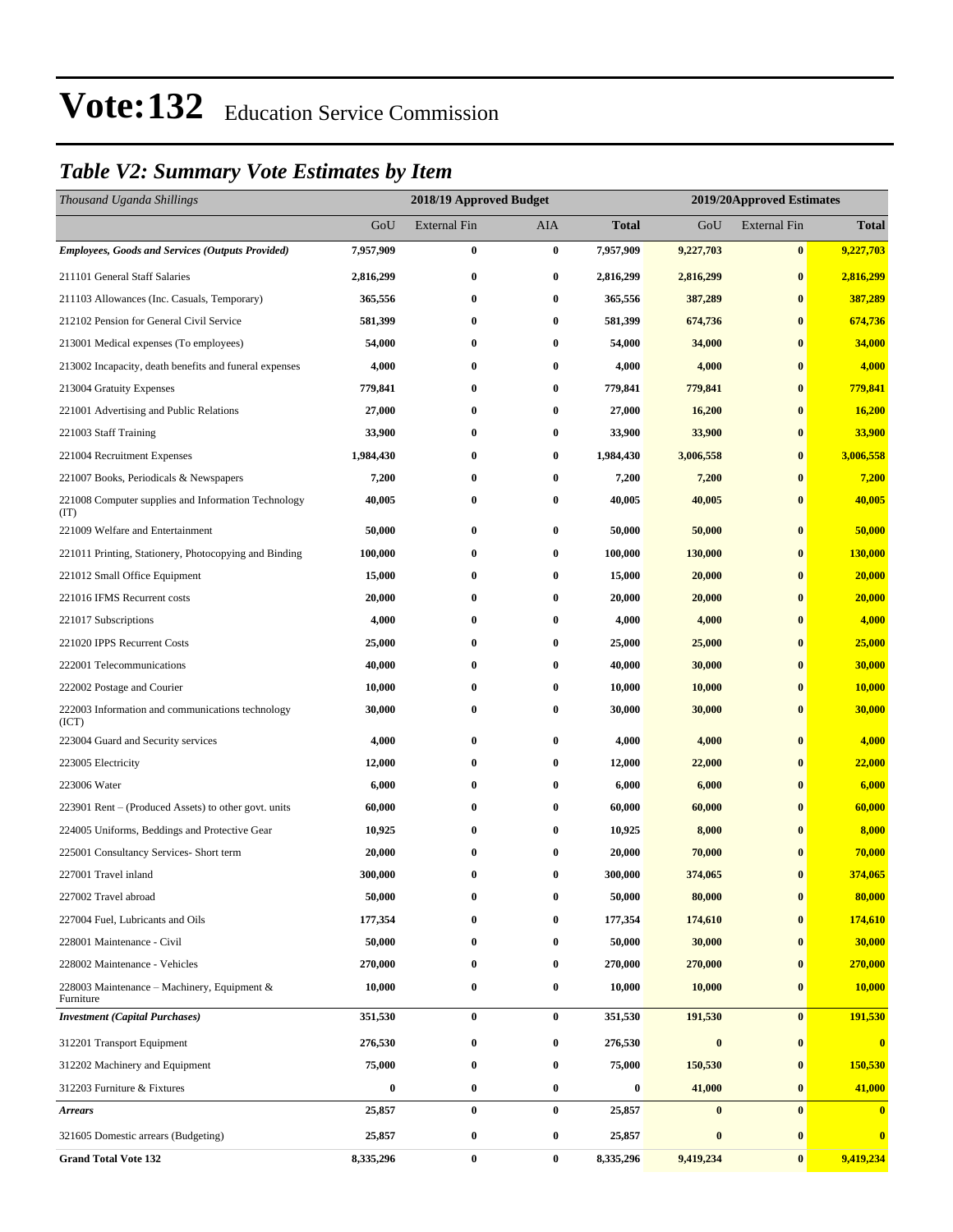# Vote:132 Education Service Commission

## *Table V2: Summary Vote Estimates by Item*

| *Thousand Uganda Shillings* | 2018/19 Approved Budget | | | | 2019/20Approved Estimates | | |
|---|---|---|---|---|---|---|---|
| | GoU | External Fin | AIA | **Total** | GoU | External Fin | **Total** |
| ***Employees, Goods and Services (Outputs Provided)*** | **7,957,909** | **0** | **0** | **7,957,909** | **9,227,703** | **0** | **9,227,703** |
| 211101 General Staff Salaries | **2,816,299** | **0** | **0** | **2,816,299** | **2,816,299** | **0** | **2,816,299** |
| 211103 Allowances (Inc. Casuals, Temporary) | **365,556** | **0** | **0** | **365,556** | **387,289** | **0** | **387,289** |
| 212102 Pension for General Civil Service | **581,399** | **0** | **0** | **581,399** | **674,736** | **0** | **674,736** |
| 213001 Medical expenses (To employees) | **54,000** | **0** | **0** | **54,000** | **34,000** | **0** | **34,000** |
| 213002 Incapacity, death benefits and funeral expenses | **4,000** | **0** | **0** | **4,000** | **4,000** | **0** | **4,000** |
| 213004 Gratuity Expenses | **779,841** | **0** | **0** | **779,841** | **779,841** | **0** | **779,841** |
| 221001 Advertising and Public Relations | **27,000** | **0** | **0** | **27,000** | **16,200** | **0** | **16,200** |
| 221003 Staff Training | **33,900** | **0** | **0** | **33,900** | **33,900** | **0** | **33,900** |
| 221004 Recruitment Expenses | **1,984,430** | **0** | **0** | **1,984,430** | **3,006,558** | **0** | **3,006,558** |
| 221007 Books, Periodicals & Newspapers | **7,200** | **0** | **0** | **7,200** | **7,200** | **0** | **7,200** |
| 221008 Computer supplies and Information Technology (IT) | **40,005** | **0** | **0** | **40,005** | **40,005** | **0** | **40,005** |
| 221009 Welfare and Entertainment | **50,000** | **0** | **0** | **50,000** | **50,000** | **0** | **50,000** |
| 221011 Printing, Stationery, Photocopying and Binding | **100,000** | **0** | **0** | **100,000** | **130,000** | **0** | **130,000** |
| 221012 Small Office Equipment | **15,000** | **0** | **0** | **15,000** | **20,000** | **0** | **20,000** |
| 221016 IFMS Recurrent costs | **20,000** | **0** | **0** | **20,000** | **20,000** | **0** | **20,000** |
| 221017 Subscriptions | **4,000** | **0** | **0** | **4,000** | **4,000** | **0** | **4,000** |
| 221020 IPPS Recurrent Costs | **25,000** | **0** | **0** | **25,000** | **25,000** | **0** | **25,000** |
| 222001 Telecommunications | **40,000** | **0** | **0** | **40,000** | **30,000** | **0** | **30,000** |
| 222002 Postage and Courier | **10,000** | **0** | **0** | **10,000** | **10,000** | **0** | **10,000** |
| 222003 Information and communications technology (ICT) | **30,000** | **0** | **0** | **30,000** | **30,000** | **0** | **30,000** |
| 223004 Guard and Security services | **4,000** | **0** | **0** | **4,000** | **4,000** | **0** | **4,000** |
| 223005 Electricity | **12,000** | **0** | **0** | **12,000** | **22,000** | **0** | **22,000** |
| 223006 Water | **6,000** | **0** | **0** | **6,000** | **6,000** | **0** | **6,000** |
| 223901 Rent – (Produced Assets) to other govt. units | **60,000** | **0** | **0** | **60,000** | **60,000** | **0** | **60,000** |
| 224005 Uniforms, Beddings and Protective Gear | **10,925** | **0** | **0** | **10,925** | **8,000** | **0** | **8,000** |
| 225001 Consultancy Services- Short term | **20,000** | **0** | **0** | **20,000** | **70,000** | **0** | **70,000** |
| 227001 Travel inland | **300,000** | **0** | **0** | **300,000** | **374,065** | **0** | **374,065** |
| 227002 Travel abroad | **50,000** | **0** | **0** | **50,000** | **80,000** | **0** | **80,000** |
| 227004 Fuel, Lubricants and Oils | **177,354** | **0** | **0** | **177,354** | **174,610** | **0** | **174,610** |
| 228001 Maintenance - Civil | **50,000** | **0** | **0** | **50,000** | **30,000** | **0** | **30,000** |
| 228002 Maintenance - Vehicles | **270,000** | **0** | **0** | **270,000** | **270,000** | **0** | **270,000** |
| 228003 Maintenance – Machinery, Equipment & Furniture | **10,000** | **0** | **0** | **10,000** | **10,000** | **0** | **10,000** |
| ***Investment (Capital Purchases)*** | **351,530** | **0** | **0** | **351,530** | **191,530** | **0** | **191,530** |
| 312201 Transport Equipment | **276,530** | **0** | **0** | **276,530** | **0** | **0** | **0** |
| 312202 Machinery and Equipment | **75,000** | **0** | **0** | **75,000** | **150,530** | **0** | **150,530** |
| 312203 Furniture & Fixtures | **0** | **0** | **0** | **0** | **41,000** | **0** | **41,000** |
| ***Arrears*** | **25,857** | **0** | **0** | **25,857** | **0** | **0** | **0** |
| 321605 Domestic arrears (Budgeting) | **25,857** | **0** | **0** | **25,857** | **0** | **0** | **0** |
| **Grand Total Vote 132** | **8,335,296** | **0** | **0** | **8,335,296** | **9,419,234** | **0** | **9,419,234** |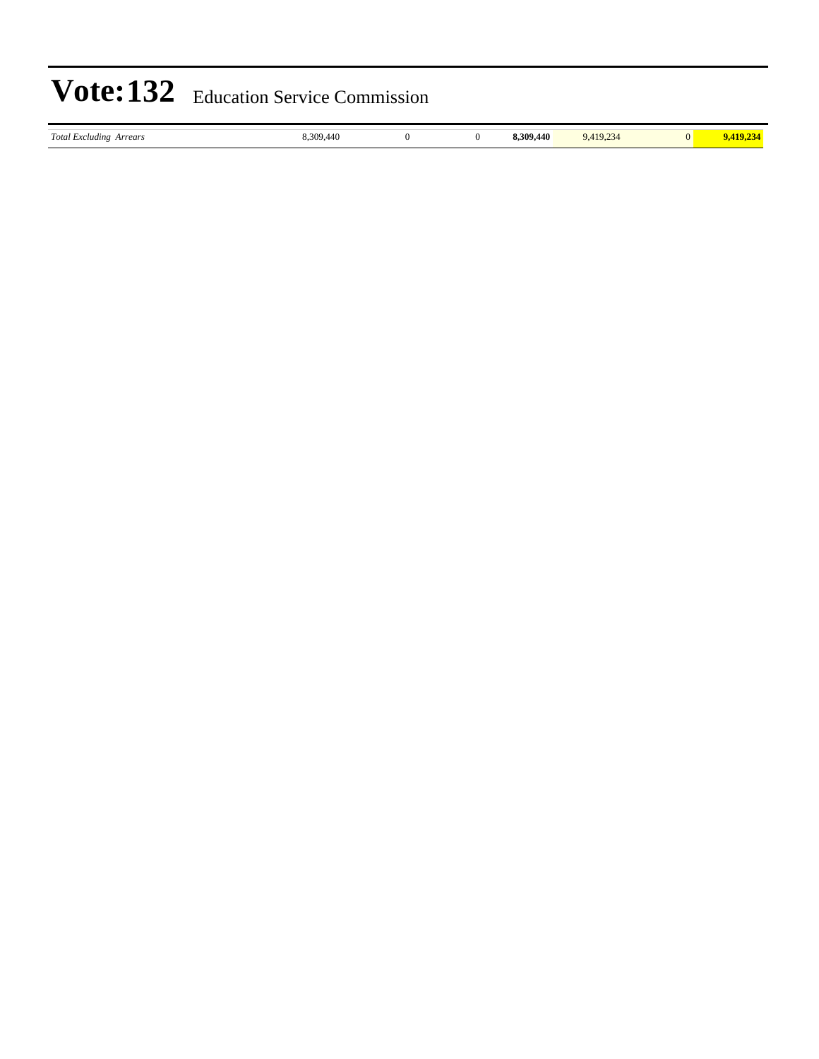# Vote:132 Education Service Commission

| | | | | | | | |
|---|---|---|---|---|---|---|---|
| *Total Excluding Arrears* | 8,309,440 | 0 | 0 | **8,309,440** | 9,419,234 | 0 | **9,419,234** |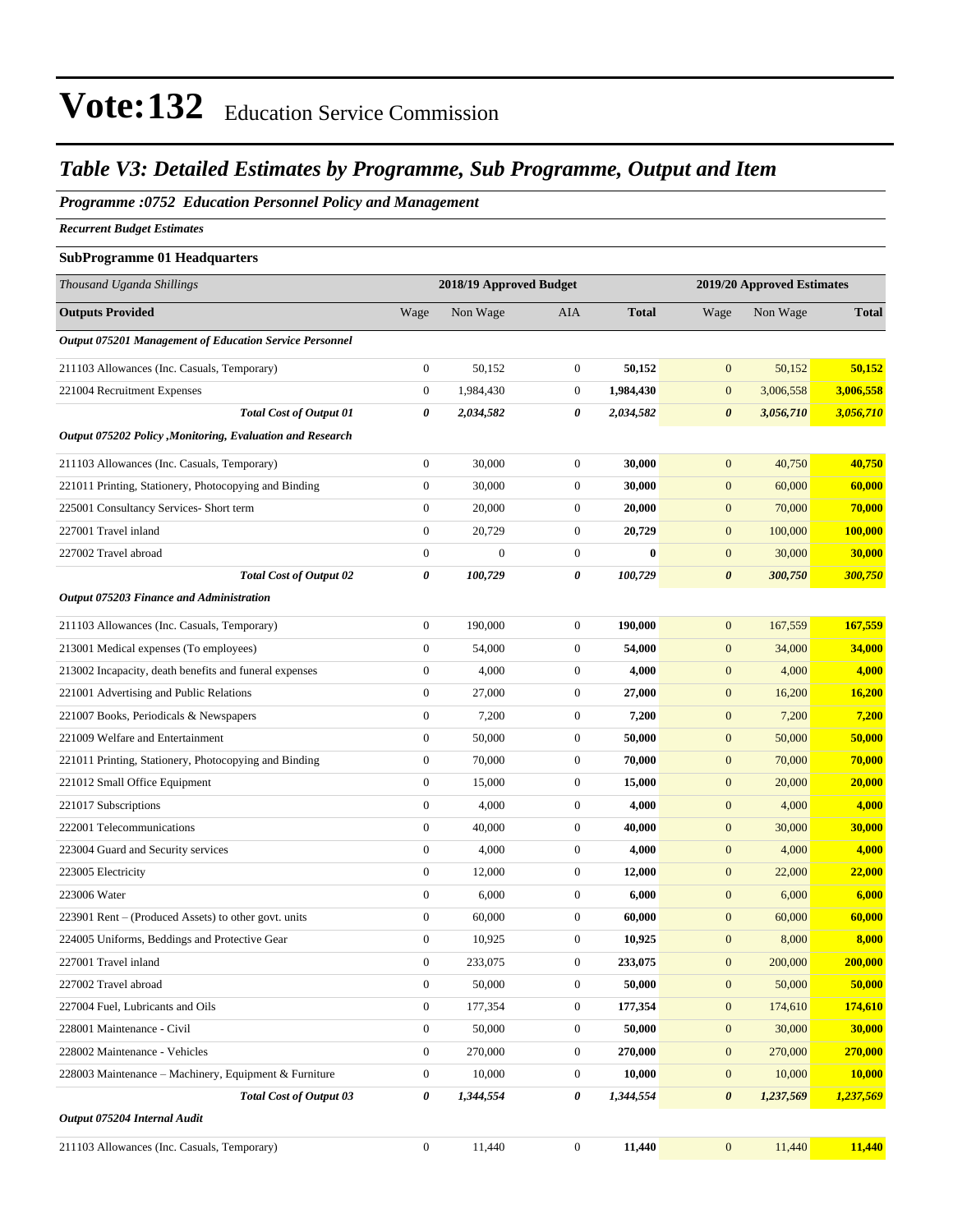# Vote:132 Education Service Commission

## *Table V3: Detailed Estimates by Programme, Sub Programme, Output and Item*

### *Programme :0752 Education Personnel Policy and Management*

*Recurrent Budget Estimates*

**SubProgramme 01 Headquarters**

| *Thousand Uganda Shillings* | 2018/19 Approved Budget | | | | 2019/20 Approved Estimates | | |
|---|---|---|---|---|---|---|---|
| **Outputs Provided** | Wage | Non Wage | AIA | **Total** | Wage | Non Wage | **Total** |
| ***Output 075201 Management of Education Service Personnel*** | | | | | | | |
| 211103 Allowances (Inc. Casuals, Temporary) | 0 | 50,152 | 0 | **50,152** | 0 | 50,152 | **50,152** |
| 221004 Recruitment Expenses | 0 | 1,984,430 | 0 | **1,984,430** | 0 | 3,006,558 | **3,006,558** |
| ***Total Cost of Output 01*** | ***0*** | ***2,034,582*** | ***0*** | ***2,034,582*** | ***0*** | ***3,056,710*** | ***3,056,710*** |
| ***Output 075202 Policy ,Monitoring, Evaluation and Research*** | | | | | | | |
| 211103 Allowances (Inc. Casuals, Temporary) | 0 | 30,000 | 0 | **30,000** | 0 | 40,750 | **40,750** |
| 221011 Printing, Stationery, Photocopying and Binding | 0 | 30,000 | 0 | **30,000** | 0 | 60,000 | **60,000** |
| 225001 Consultancy Services- Short term | 0 | 20,000 | 0 | **20,000** | 0 | 70,000 | **70,000** |
| 227001 Travel inland | 0 | 20,729 | 0 | **20,729** | 0 | 100,000 | **100,000** |
| 227002 Travel abroad | 0 | 0 | 0 | **0** | 0 | 30,000 | **30,000** |
| ***Total Cost of Output 02*** | ***0*** | ***100,729*** | ***0*** | ***100,729*** | ***0*** | ***300,750*** | ***300,750*** |
| ***Output 075203 Finance and Administration*** | | | | | | | |
| 211103 Allowances (Inc. Casuals, Temporary) | 0 | 190,000 | 0 | **190,000** | 0 | 167,559 | **167,559** |
| 213001 Medical expenses (To employees) | 0 | 54,000 | 0 | **54,000** | 0 | 34,000 | **34,000** |
| 213002 Incapacity, death benefits and funeral expenses | 0 | 4,000 | 0 | **4,000** | 0 | 4,000 | **4,000** |
| 221001 Advertising and Public Relations | 0 | 27,000 | 0 | **27,000** | 0 | 16,200 | **16,200** |
| 221007 Books, Periodicals & Newspapers | 0 | 7,200 | 0 | **7,200** | 0 | 7,200 | **7,200** |
| 221009 Welfare and Entertainment | 0 | 50,000 | 0 | **50,000** | 0 | 50,000 | **50,000** |
| 221011 Printing, Stationery, Photocopying and Binding | 0 | 70,000 | 0 | **70,000** | 0 | 70,000 | **70,000** |
| 221012 Small Office Equipment | 0 | 15,000 | 0 | **15,000** | 0 | 20,000 | **20,000** |
| 221017 Subscriptions | 0 | 4,000 | 0 | **4,000** | 0 | 4,000 | **4,000** |
| 222001 Telecommunications | 0 | 40,000 | 0 | **40,000** | 0 | 30,000 | **30,000** |
| 223004 Guard and Security services | 0 | 4,000 | 0 | **4,000** | 0 | 4,000 | **4,000** |
| 223005 Electricity | 0 | 12,000 | 0 | **12,000** | 0 | 22,000 | **22,000** |
| 223006 Water | 0 | 6,000 | 0 | **6,000** | 0 | 6,000 | **6,000** |
| 223901 Rent – (Produced Assets) to other govt. units | 0 | 60,000 | 0 | **60,000** | 0 | 60,000 | **60,000** |
| 224005 Uniforms, Beddings and Protective Gear | 0 | 10,925 | 0 | **10,925** | 0 | 8,000 | **8,000** |
| 227001 Travel inland | 0 | 233,075 | 0 | **233,075** | 0 | 200,000 | **200,000** |
| 227002 Travel abroad | 0 | 50,000 | 0 | **50,000** | 0 | 50,000 | **50,000** |
| 227004 Fuel, Lubricants and Oils | 0 | 177,354 | 0 | **177,354** | 0 | 174,610 | **174,610** |
| 228001 Maintenance - Civil | 0 | 50,000 | 0 | **50,000** | 0 | 30,000 | **30,000** |
| 228002 Maintenance - Vehicles | 0 | 270,000 | 0 | **270,000** | 0 | 270,000 | **270,000** |
| 228003 Maintenance – Machinery, Equipment & Furniture | 0 | 10,000 | 0 | **10,000** | 0 | 10,000 | **10,000** |
| ***Total Cost of Output 03*** | ***0*** | ***1,344,554*** | ***0*** | ***1,344,554*** | ***0*** | ***1,237,569*** | ***1,237,569*** |
| ***Output 075204 Internal Audit*** | | | | | | | |
| 211103 Allowances (Inc. Casuals, Temporary) | 0 | 11,440 | 0 | **11,440** | 0 | 11,440 | **11,440** |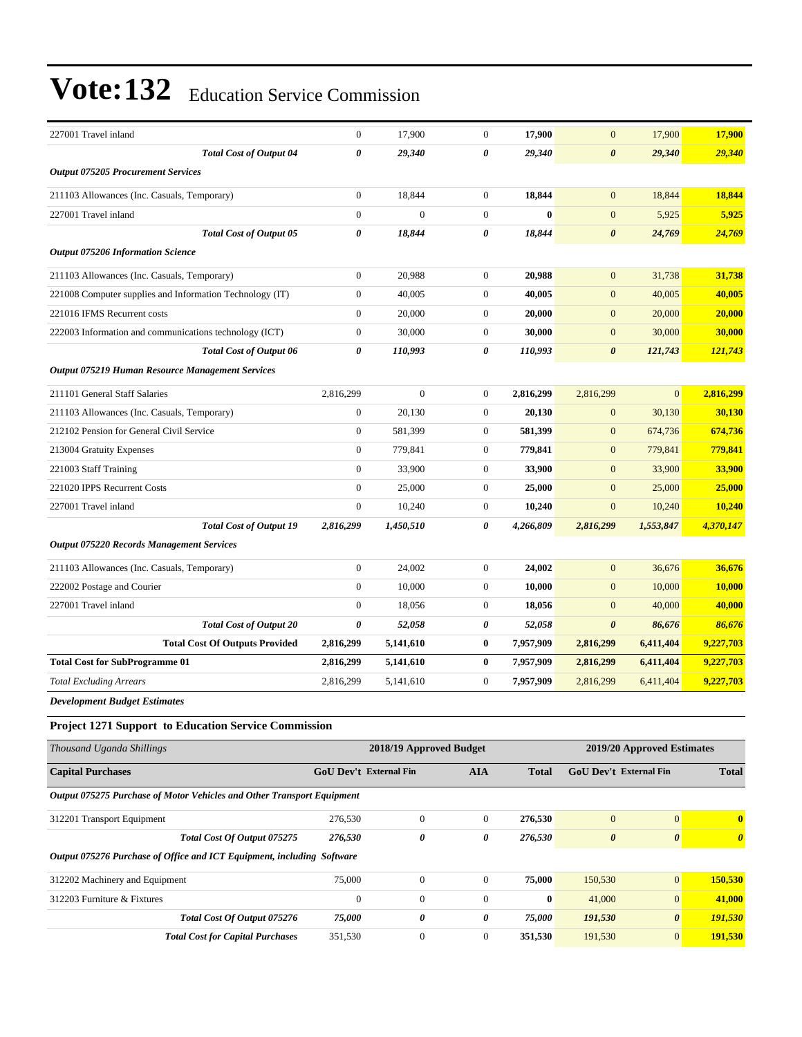| | | | | | | | |
|---|---|---|---|---|---|---|---|
| 227001 Travel inland | 0 | 17,900 | 0 | **17,900** | 0 | 17,900 | **17,900** |
| ***Total Cost of Output 04*** | ***0*** | ***29,340*** | ***0*** | ***29,340*** | ***0*** | ***29,340*** | ***29,340*** |
| ***Output 075205 Procurement Services*** | | | | | | | |
| 211103 Allowances (Inc. Casuals, Temporary) | 0 | 18,844 | 0 | **18,844** | 0 | 18,844 | **18,844** |
| 227001 Travel inland | 0 | 0 | 0 | **0** | 0 | 5,925 | **5,925** |
| ***Total Cost of Output 05*** | ***0*** | ***18,844*** | ***0*** | ***18,844*** | ***0*** | ***24,769*** | ***24,769*** |
| ***Output 075206 Information Science*** | | | | | | | |
| 211103 Allowances (Inc. Casuals, Temporary) | 0 | 20,988 | 0 | **20,988** | 0 | 31,738 | **31,738** |
| 221008 Computer supplies and Information Technology (IT) | 0 | 40,005 | 0 | **40,005** | 0 | 40,005 | **40,005** |
| 221016 IFMS Recurrent costs | 0 | 20,000 | 0 | **20,000** | 0 | 20,000 | **20,000** |
| 222003 Information and communications technology (ICT) | 0 | 30,000 | 0 | **30,000** | 0 | 30,000 | **30,000** |
| ***Total Cost of Output 06*** | ***0*** | ***110,993*** | ***0*** | ***110,993*** | ***0*** | ***121,743*** | ***121,743*** |
| ***Output 075219 Human Resource Management Services*** | | | | | | | |
| 211101 General Staff Salaries | 2,816,299 | 0 | 0 | **2,816,299** | 2,816,299 | 0 | **2,816,299** |
| 211103 Allowances (Inc. Casuals, Temporary) | 0 | 20,130 | 0 | **20,130** | 0 | 30,130 | **30,130** |
| 212102 Pension for General Civil Service | 0 | 581,399 | 0 | **581,399** | 0 | 674,736 | **674,736** |
| 213004 Gratuity Expenses | 0 | 779,841 | 0 | **779,841** | 0 | 779,841 | **779,841** |
| 221003 Staff Training | 0 | 33,900 | 0 | **33,900** | 0 | 33,900 | **33,900** |
| 221020 IPPS Recurrent Costs | 0 | 25,000 | 0 | **25,000** | 0 | 25,000 | **25,000** |
| 227001 Travel inland | 0 | 10,240 | 0 | **10,240** | 0 | 10,240 | **10,240** |
| ***Total Cost of Output 19*** | ***2,816,299*** | ***1,450,510*** | ***0*** | ***4,266,809*** | ***2,816,299*** | ***1,553,847*** | ***4,370,147*** |
| ***Output 075220 Records Management Services*** | | | | | | | |
| 211103 Allowances (Inc. Casuals, Temporary) | 0 | 24,002 | 0 | **24,002** | 0 | 36,676 | **36,676** |
| 222002 Postage and Courier | 0 | 10,000 | 0 | **10,000** | 0 | 10,000 | **10,000** |
| 227001 Travel inland | 0 | 18,056 | 0 | **18,056** | 0 | 40,000 | **40,000** |
| ***Total Cost of Output 20*** | ***0*** | ***52,058*** | ***0*** | ***52,058*** | ***0*** | ***86,676*** | ***86,676*** |
| **Total Cost Of Outputs Provided** | **2,816,299** | **5,141,610** | **0** | **7,957,909** | **2,816,299** | **6,411,404** | **9,227,703** |
| **Total Cost for SubProgramme 01** | **2,816,299** | **5,141,610** | **0** | **7,957,909** | **2,816,299** | **6,411,404** | **9,227,703** |
| *Total Excluding Arrears* | 2,816,299 | 5,141,610 | 0 | **7,957,909** | 2,816,299 | 6,411,404 | **9,227,703** |

***Development Budget Estimates***

**Project 1271 Support to Education Service Commission**

| *Thousand Uganda Shillings* | 2018/19 Approved Budget | | | | 2019/20 Approved Estimates | | |
|---|---|---|---|---|---|---|---|
| **Capital Purchases** | **GoU Dev't** | **External Fin** | **AIA** | **Total** | **GoU Dev't** | **External Fin** | **Total** |
| ***Output 075275 Purchase of Motor Vehicles and Other Transport Equipment*** | | | | | | | |
| 312201 Transport Equipment | 276,530 | 0 | 0 | **276,530** | 0 | 0 | **0** |
| ***Total Cost Of Output 075275*** | ***276,530*** | ***0*** | ***0*** | ***276,530*** | ***0*** | ***0*** | ***0*** |
| ***Output 075276 Purchase of Office and ICT Equipment, including Software*** | | | | | | | |
| 312202 Machinery and Equipment | 75,000 | 0 | 0 | **75,000** | 150,530 | 0 | **150,530** |
| 312203 Furniture & Fixtures | 0 | 0 | 0 | **0** | 41,000 | 0 | **41,000** |
| ***Total Cost Of Output 075276*** | ***75,000*** | ***0*** | ***0*** | ***75,000*** | ***191,530*** | ***0*** | ***191,530*** |
| ***Total Cost for Capital Purchases*** | 351,530 | 0 | 0 | **351,530** | 191,530 | 0 | **191,530** |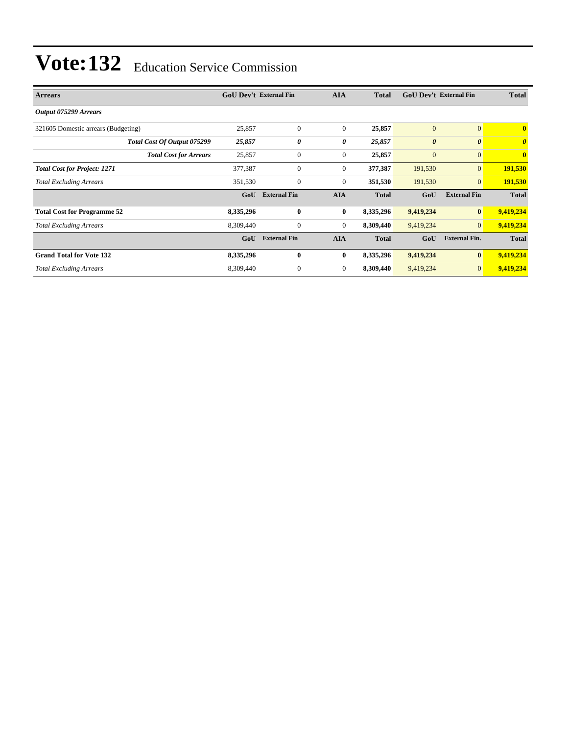# Vote:132 Education Service Commission

| Arrears | GoU Dev't | External Fin | AIA | Total | GoU Dev't | External Fin | Total |
|---|---|---|---|---|---|---|---|
| ***Output 075299 Arrears*** | | | | | | | |
| 321605 Domestic arrears (Budgeting) | 25,857 | 0 | 0 | **25,857** | 0 | 0 | **0** |
| ***Total Cost Of Output 075299*** | ***25,857*** | ***0*** | ***0*** | ***25,857*** | ***0*** | ***0*** | ***0*** |
| ***Total Cost for Arrears*** | 25,857 | 0 | 0 | **25,857** | 0 | 0 | **0** |
| ***Total Cost for Project: 1271*** | 377,387 | 0 | 0 | **377,387** | 191,530 | 0 | **191,530** |
| *Total Excluding Arrears* | 351,530 | 0 | 0 | **351,530** | 191,530 | 0 | **191,530** |
| | **GoU** | **External Fin** | **AIA** | **Total** | **GoU** | **External Fin** | **Total** |
| **Total Cost for Programme 52** | **8,335,296** | **0** | **0** | **8,335,296** | **9,419,234** | **0** | **9,419,234** |
| *Total Excluding Arrears* | 8,309,440 | 0 | 0 | **8,309,440** | 9,419,234 | 0 | **9,419,234** |
| | **GoU** | **External Fin** | **AIA** | **Total** | **GoU** | **External Fin.** | **Total** |
| **Grand Total for Vote 132** | **8,335,296** | **0** | **0** | **8,335,296** | **9,419,234** | **0** | **9,419,234** |
| *Total Excluding Arrears* | 8,309,440 | 0 | 0 | **8,309,440** | 9,419,234 | 0 | **9,419,234** |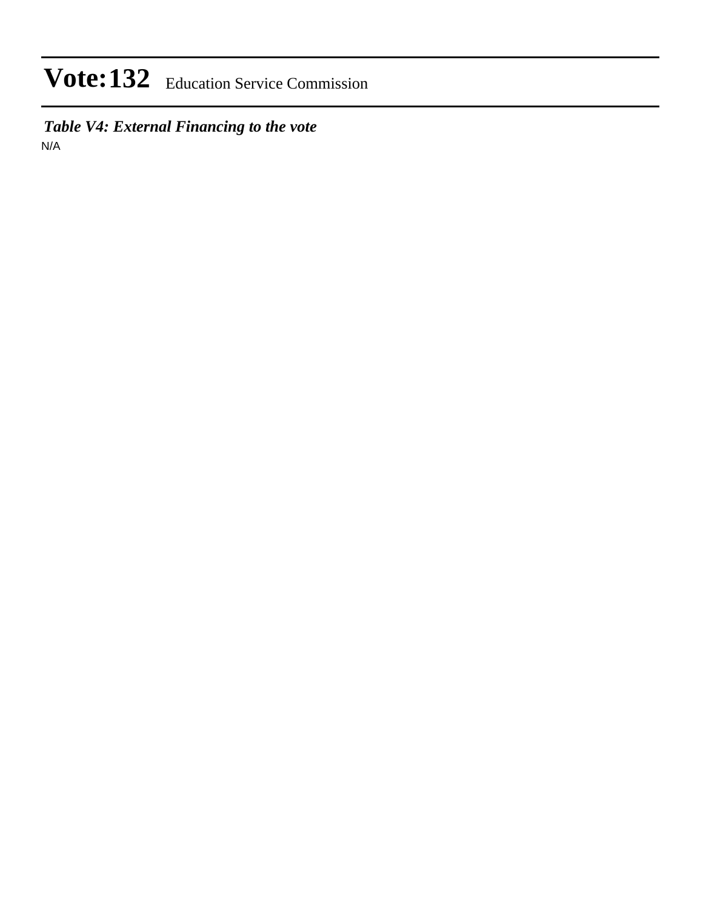# Vote:132 Education Service Commission

***Table V4: External Financing to the vote***

N/A